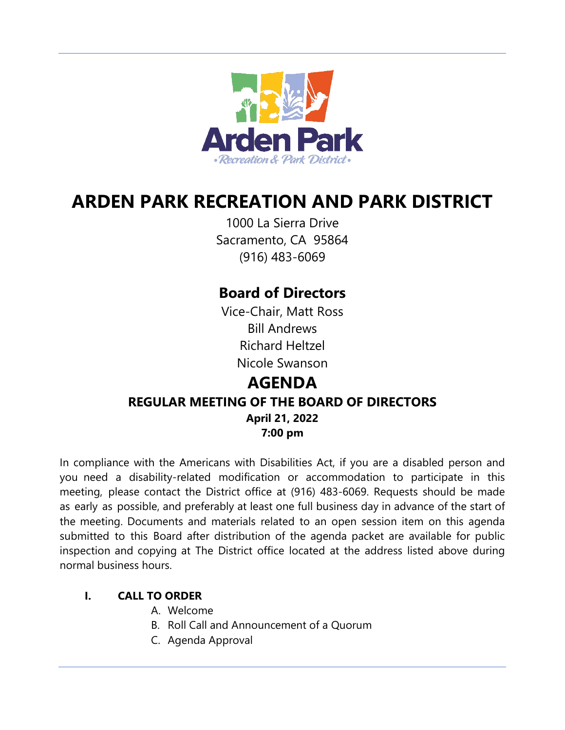# ARDEN PARK RECREATION AND PARK DISTRICT

1000 La Sierra Drive
Sacramento, CA 95864
(916) 483-6069

## Board of Directors

Vice-Chair, Matt Ross
Bill Andrews
Richard Heltzel
Nicole Swanson

## AGENDA

### REGULAR MEETING OF THE BOARD OF DIRECTORS

**April 21, 2022**
**7:00 pm**

In compliance with the Americans with Disabilities Act, if you are a disabled person and you need a disability-related modification or accommodation to participate in this meeting, please contact the District office at (916) 483-6069. Requests should be made as early as possible, and preferably at least one full business day in advance of the start of the meeting. Documents and materials related to an open session item on this agenda submitted to this Board after distribution of the agenda packet are available for public inspection and copying at The District office located at the address listed above during normal business hours.

**I. CALL TO ORDER**

A. Welcome
B. Roll Call and Announcement of a Quorum
C. Agenda Approval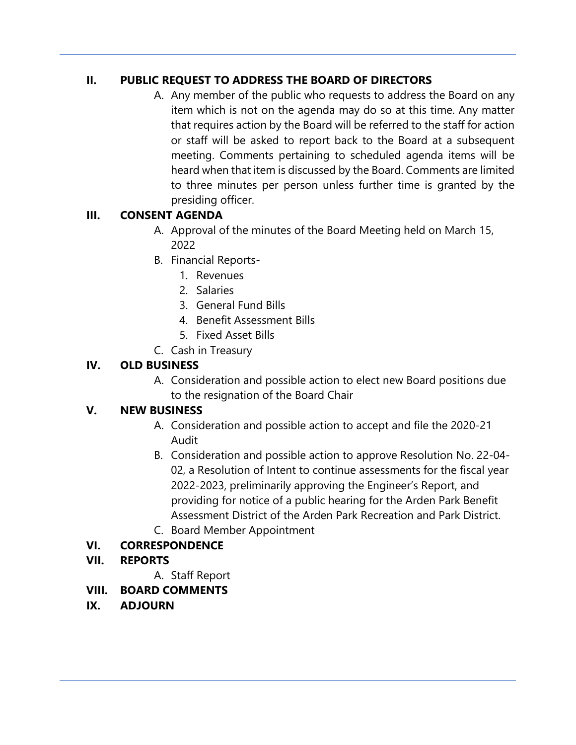**II. PUBLIC REQUEST TO ADDRESS THE BOARD OF DIRECTORS**

A. Any member of the public who requests to address the Board on any item which is not on the agenda may do so at this time. Any matter that requires action by the Board will be referred to the staff for action or staff will be asked to report back to the Board at a subsequent meeting. Comments pertaining to scheduled agenda items will be heard when that item is discussed by the Board. Comments are limited to three minutes per person unless further time is granted by the presiding officer.

**III. CONSENT AGENDA**

A. Approval of the minutes of the Board Meeting held on March 15, 2022

B. Financial Reports-
   1. Revenues
   2. Salaries
   3. General Fund Bills
   4. Benefit Assessment Bills
   5. Fixed Asset Bills

C. Cash in Treasury

**IV. OLD BUSINESS**

A. Consideration and possible action to elect new Board positions due to the resignation of the Board Chair

**V. NEW BUSINESS**

A. Consideration and possible action to accept and file the 2020-21 Audit

B. Consideration and possible action to approve Resolution No. 22-04-02, a Resolution of Intent to continue assessments for the fiscal year 2022-2023, preliminarily approving the Engineer's Report, and providing for notice of a public hearing for the Arden Park Benefit Assessment District of the Arden Park Recreation and Park District.

C. Board Member Appointment

**VI. CORRESPONDENCE**

**VII. REPORTS**

A. Staff Report

**VIII. BOARD COMMENTS**

**IX. ADJOURN**